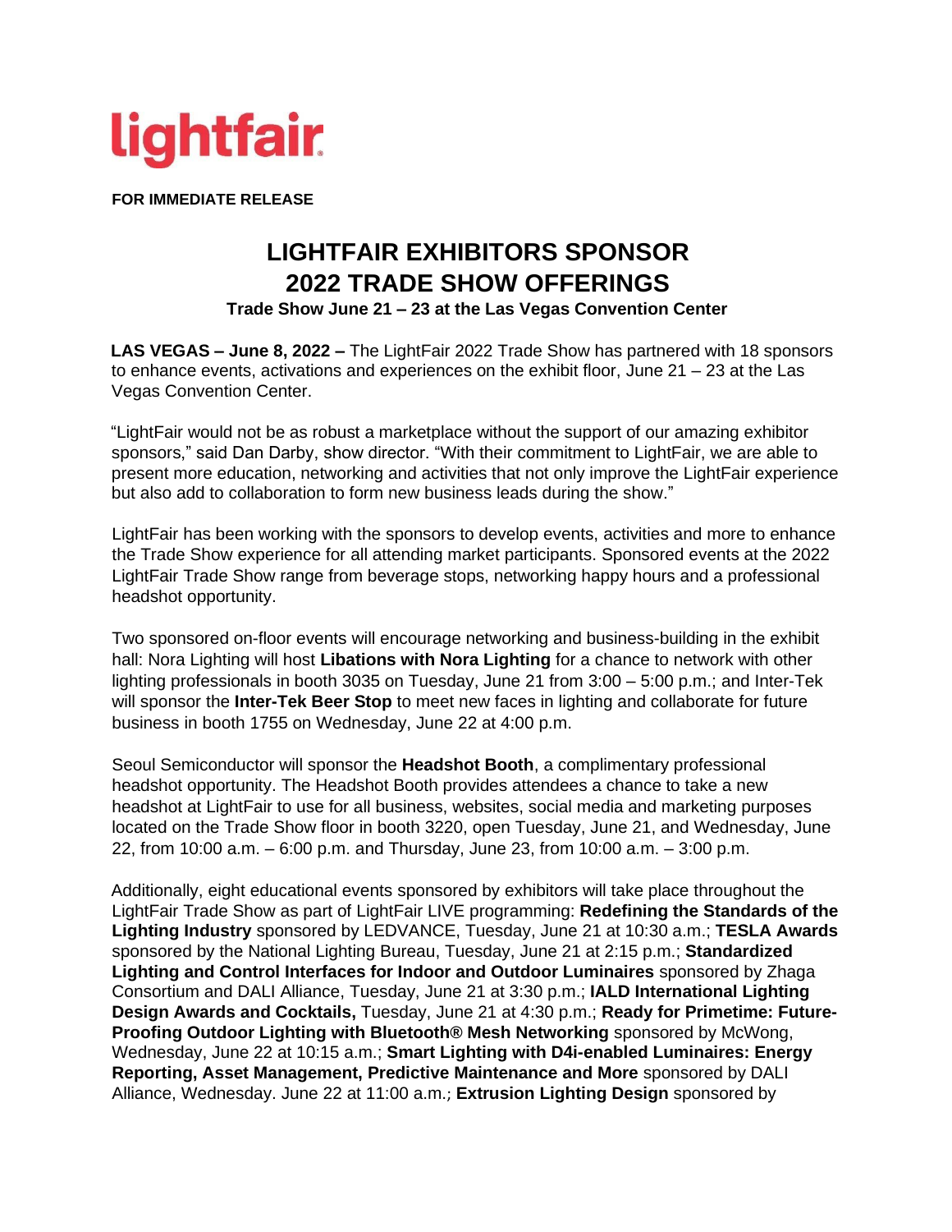lightfair

**FOR IMMEDIATE RELEASE**

# LIGHTFAIR EXHIBITORS SPONSOR 2022 TRADE SHOW OFFERINGS

**Trade Show June 21 – 23 at the Las Vegas Convention Center**

**LAS VEGAS – June 8, 2022 –** The LightFair 2022 Trade Show has partnered with 18 sponsors to enhance events, activations and experiences on the exhibit floor, June 21 – 23 at the Las Vegas Convention Center.

"LightFair would not be as robust a marketplace without the support of our amazing exhibitor sponsors," said Dan Darby, show director. "With their commitment to LightFair, we are able to present more education, networking and activities that not only improve the LightFair experience but also add to collaboration to form new business leads during the show."

LightFair has been working with the sponsors to develop events, activities and more to enhance the Trade Show experience for all attending market participants. Sponsored events at the 2022 LightFair Trade Show range from beverage stops, networking happy hours and a professional headshot opportunity.

Two sponsored on-floor events will encourage networking and business-building in the exhibit hall: Nora Lighting will host **Libations with Nora Lighting** for a chance to network with other lighting professionals in booth 3035 on Tuesday, June 21 from 3:00 – 5:00 p.m.; and Inter-Tek will sponsor the **Inter-Tek Beer Stop** to meet new faces in lighting and collaborate for future business in booth 1755 on Wednesday, June 22 at 4:00 p.m.

Seoul Semiconductor will sponsor the **Headshot Booth**, a complimentary professional headshot opportunity. The Headshot Booth provides attendees a chance to take a new headshot at LightFair to use for all business, websites, social media and marketing purposes located on the Trade Show floor in booth 3220, open Tuesday, June 21, and Wednesday, June 22, from 10:00 a.m. – 6:00 p.m. and Thursday, June 23, from 10:00 a.m. – 3:00 p.m.

Additionally, eight educational events sponsored by exhibitors will take place throughout the LightFair Trade Show as part of LightFair LIVE programming: **Redefining the Standards of the Lighting Industry** sponsored by LEDVANCE, Tuesday, June 21 at 10:30 a.m.; **TESLA Awards** sponsored by the National Lighting Bureau, Tuesday, June 21 at 2:15 p.m.; **Standardized Lighting and Control Interfaces for Indoor and Outdoor Luminaires** sponsored by Zhaga Consortium and DALI Alliance, Tuesday, June 21 at 3:30 p.m.; **IALD International Lighting Design Awards and Cocktails,** Tuesday, June 21 at 4:30 p.m.; **Ready for Primetime: Future-Proofing Outdoor Lighting with Bluetooth® Mesh Networking** sponsored by McWong, Wednesday, June 22 at 10:15 a.m.; **Smart Lighting with D4i-enabled Luminaires: Energy Reporting, Asset Management, Predictive Maintenance and More** sponsored by DALI Alliance, Wednesday. June 22 at 11:00 a.m.*;* **Extrusion Lighting Design** sponsored by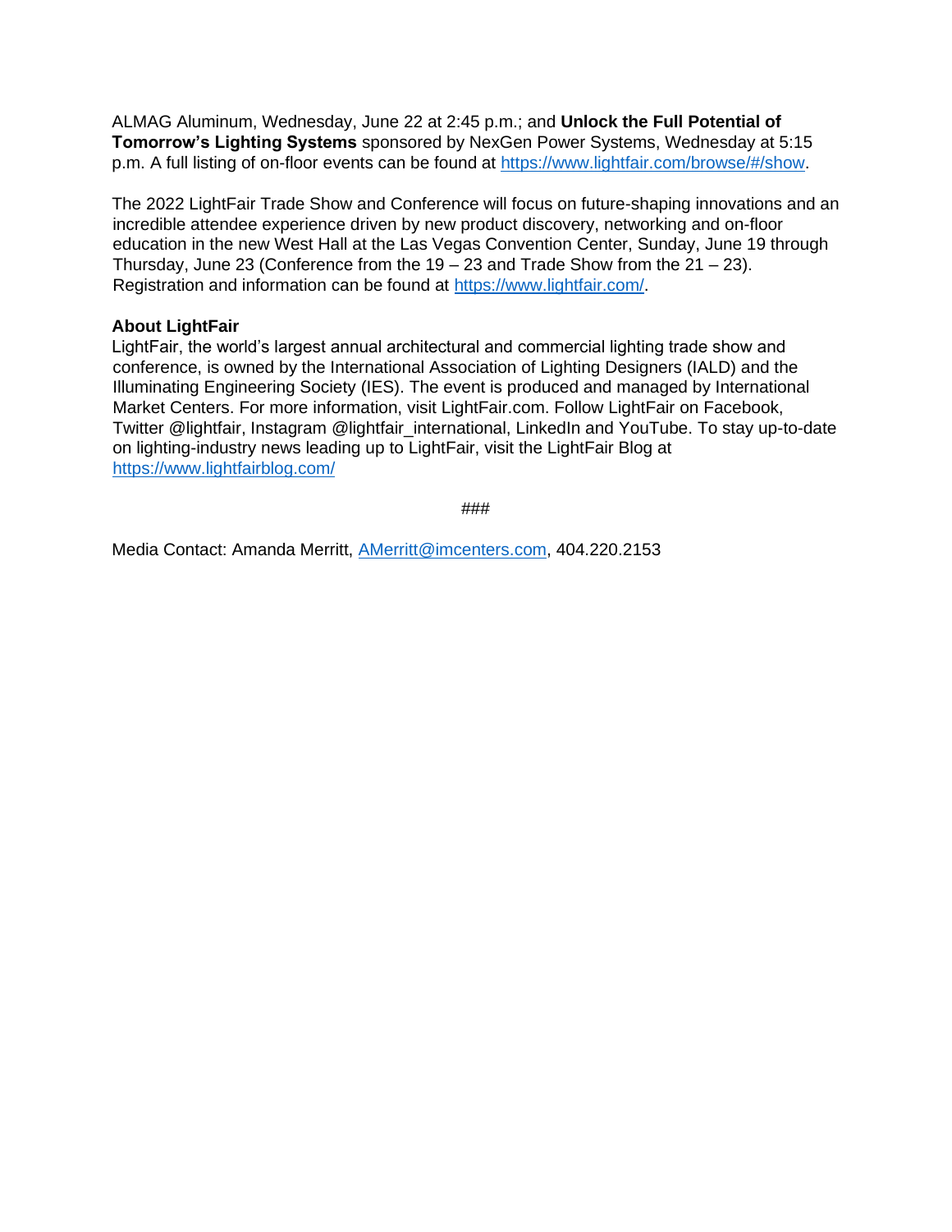ALMAG Aluminum, Wednesday, June 22 at 2:45 p.m.; and **Unlock the Full Potential of Tomorrow's Lighting Systems** sponsored by NexGen Power Systems, Wednesday at 5:15 p.m. A full listing of on-floor events can be found at https://www.lightfair.com/browse/#/show.

The 2022 LightFair Trade Show and Conference will focus on future-shaping innovations and an incredible attendee experience driven by new product discovery, networking and on-floor education in the new West Hall at the Las Vegas Convention Center, Sunday, June 19 through Thursday, June 23 (Conference from the 19 – 23 and Trade Show from the 21 – 23). Registration and information can be found at https://www.lightfair.com/.

**About LightFair**

LightFair, the world's largest annual architectural and commercial lighting trade show and conference, is owned by the International Association of Lighting Designers (IALD) and the Illuminating Engineering Society (IES). The event is produced and managed by International Market Centers. For more information, visit LightFair.com. Follow LightFair on Facebook, Twitter @lightfair, Instagram @lightfair_international, LinkedIn and YouTube. To stay up-to-date on lighting-industry news leading up to LightFair, visit the LightFair Blog at https://www.lightfairblog.com/

###

Media Contact: Amanda Merritt, AMerritt@imcenters.com, 404.220.2153